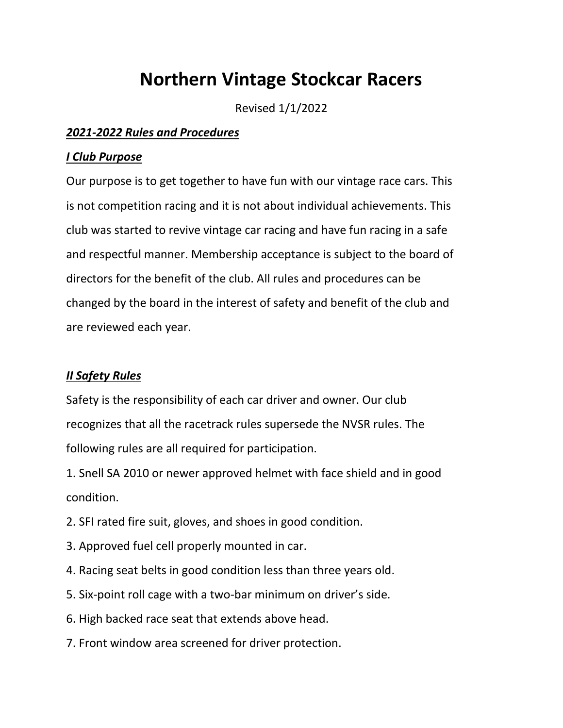# Northern Vintage Stockcar Racers

Revised 1/1/2022

***2021-2022 Rules and Procedures***

## ***I Club Purpose***

Our purpose is to get together to have fun with our vintage race cars. This is not competition racing and it is not about individual achievements. This club was started to revive vintage car racing and have fun racing in a safe and respectful manner. Membership acceptance is subject to the board of directors for the benefit of the club. All rules and procedures can be changed by the board in the interest of safety and benefit of the club and are reviewed each year.

## ***II Safety Rules***

Safety is the responsibility of each car driver and owner. Our club recognizes that all the racetrack rules supersede the NVSR rules. The following rules are all required for participation.

1. Snell SA 2010 or newer approved helmet with face shield and in good condition.
2. SFI rated fire suit, gloves, and shoes in good condition.
3. Approved fuel cell properly mounted in car.
4. Racing seat belts in good condition less than three years old.
5. Six-point roll cage with a two-bar minimum on driver's side.
6. High backed race seat that extends above head.
7. Front window area screened for driver protection.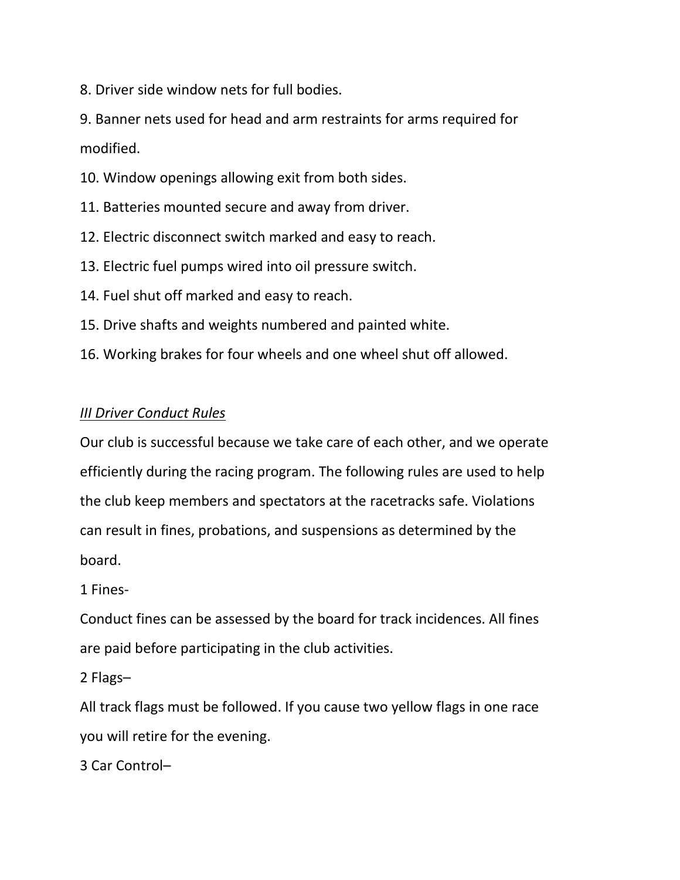8. Driver side window nets for full bodies.
9. Banner nets used for head and arm restraints for arms required for modified.
10. Window openings allowing exit from both sides.
11. Batteries mounted secure and away from driver.
12. Electric disconnect switch marked and easy to reach.
13. Electric fuel pumps wired into oil pressure switch.
14. Fuel shut off marked and easy to reach.
15. Drive shafts and weights numbered and painted white.
16. Working brakes for four wheels and one wheel shut off allowed.

## *III Driver Conduct Rules*

Our club is successful because we take care of each other, and we operate efficiently during the racing program. The following rules are used to help the club keep members and spectators at the racetracks safe. Violations can result in fines, probations, and suspensions as determined by the board.

1 Fines-

Conduct fines can be assessed by the board for track incidences. All fines are paid before participating in the club activities.

2 Flags–

All track flags must be followed. If you cause two yellow flags in one race you will retire for the evening.

3 Car Control–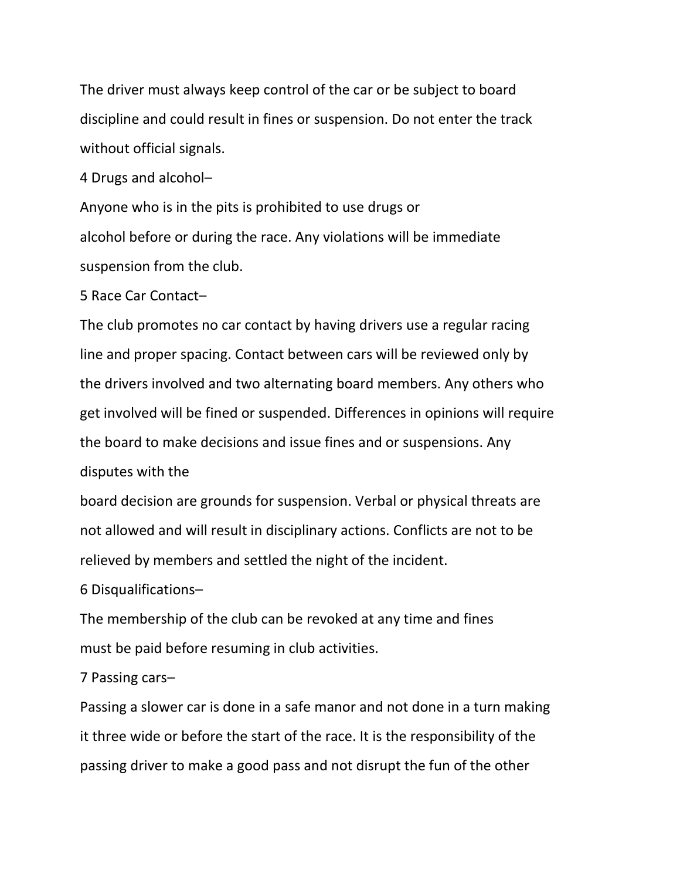The driver must always keep control of the car or be subject to board discipline and could result in fines or suspension. Do not enter the track without official signals.

4 Drugs and alcohol–

Anyone who is in the pits is prohibited to use drugs or alcohol before or during the race. Any violations will be immediate suspension from the club.

5 Race Car Contact–

The club promotes no car contact by having drivers use a regular racing line and proper spacing. Contact between cars will be reviewed only by the drivers involved and two alternating board members. Any others who get involved will be fined or suspended. Differences in opinions will require the board to make decisions and issue fines and or suspensions. Any disputes with the board decision are grounds for suspension. Verbal or physical threats are not allowed and will result in disciplinary actions. Conflicts are not to be relieved by members and settled the night of the incident.

6 Disqualifications–

The membership of the club can be revoked at any time and fines must be paid before resuming in club activities.

7 Passing cars–

Passing a slower car is done in a safe manor and not done in a turn making it three wide or before the start of the race. It is the responsibility of the passing driver to make a good pass and not disrupt the fun of the other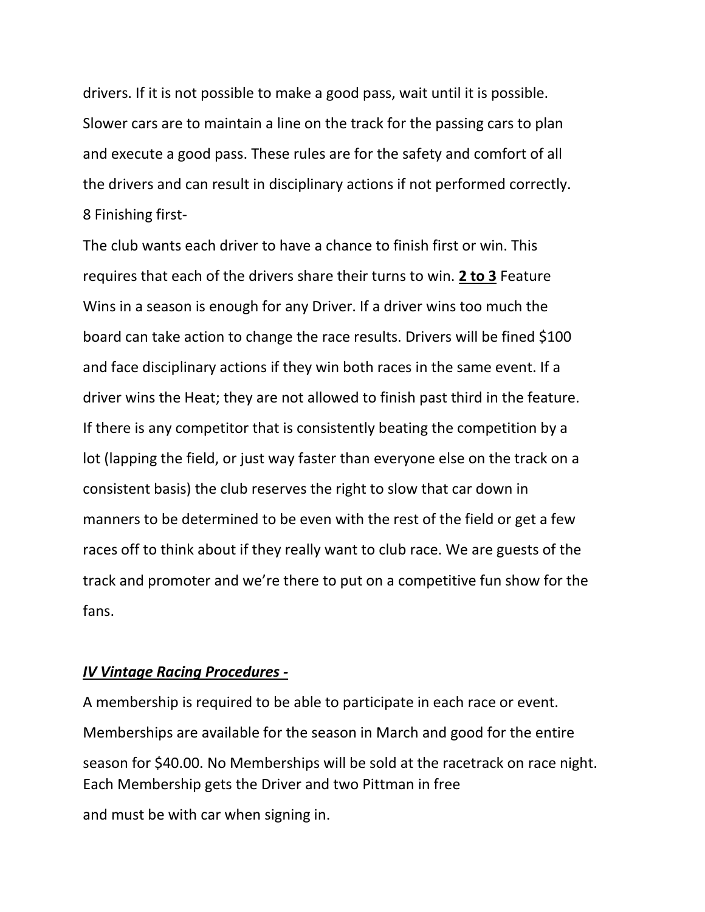drivers. If it is not possible to make a good pass, wait until it is possible. Slower cars are to maintain a line on the track for the passing cars to plan and execute a good pass. These rules are for the safety and comfort of all the drivers and can result in disciplinary actions if not performed correctly.

8 Finishing first-

The club wants each driver to have a chance to finish first or win. This requires that each of the drivers share their turns to win. <u>**2 to 3**</u> Feature Wins in a season is enough for any Driver. If a driver wins too much the board can take action to change the race results. Drivers will be fined $100 and face disciplinary actions if they win both races in the same event. If a driver wins the Heat; they are not allowed to finish past third in the feature. If there is any competitor that is consistently beating the competition by a lot (lapping the field, or just way faster than everyone else on the track on a consistent basis) the club reserves the right to slow that car down in manners to be determined to be even with the rest of the field or get a few races off to think about if they really want to club race. We are guests of the track and promoter and we're there to put on a competitive fun show for the fans.

### <u>*IV Vintage Racing Procedures -*</u>

A membership is required to be able to participate in each race or event. Memberships are available for the season in March and good for the entire season for $40.00. No Memberships will be sold at the racetrack on race night. Each Membership gets the Driver and two Pittman in free and must be with car when signing in.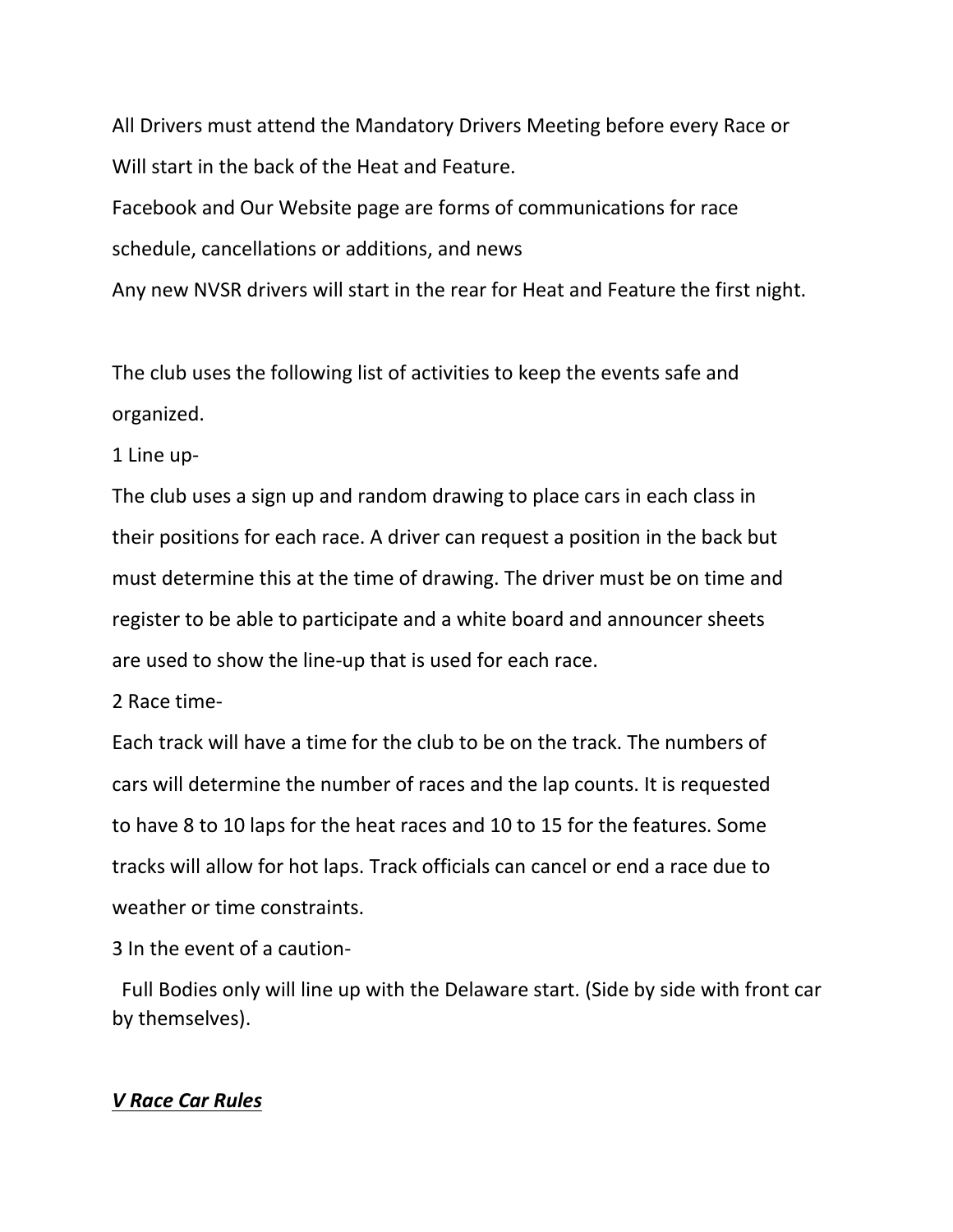All Drivers must attend the Mandatory Drivers Meeting before every Race or Will start in the back of the Heat and Feature.

Facebook and Our Website page are forms of communications for race schedule, cancellations or additions, and news

Any new NVSR drivers will start in the rear for Heat and Feature the first night.

The club uses the following list of activities to keep the events safe and organized.

1 Line up-

The club uses a sign up and random drawing to place cars in each class in their positions for each race. A driver can request a position in the back but must determine this at the time of drawing. The driver must be on time and register to be able to participate and a white board and announcer sheets are used to show the line-up that is used for each race.

2 Race time-

Each track will have a time for the club to be on the track. The numbers of cars will determine the number of races and the lap counts. It is requested to have 8 to 10 laps for the heat races and 10 to 15 for the features. Some tracks will allow for hot laps. Track officials can cancel or end a race due to weather or time constraints.

3 In the event of a caution-

Full Bodies only will line up with the Delaware start. (Side by side with front car by themselves).

## ***V Race Car Rules***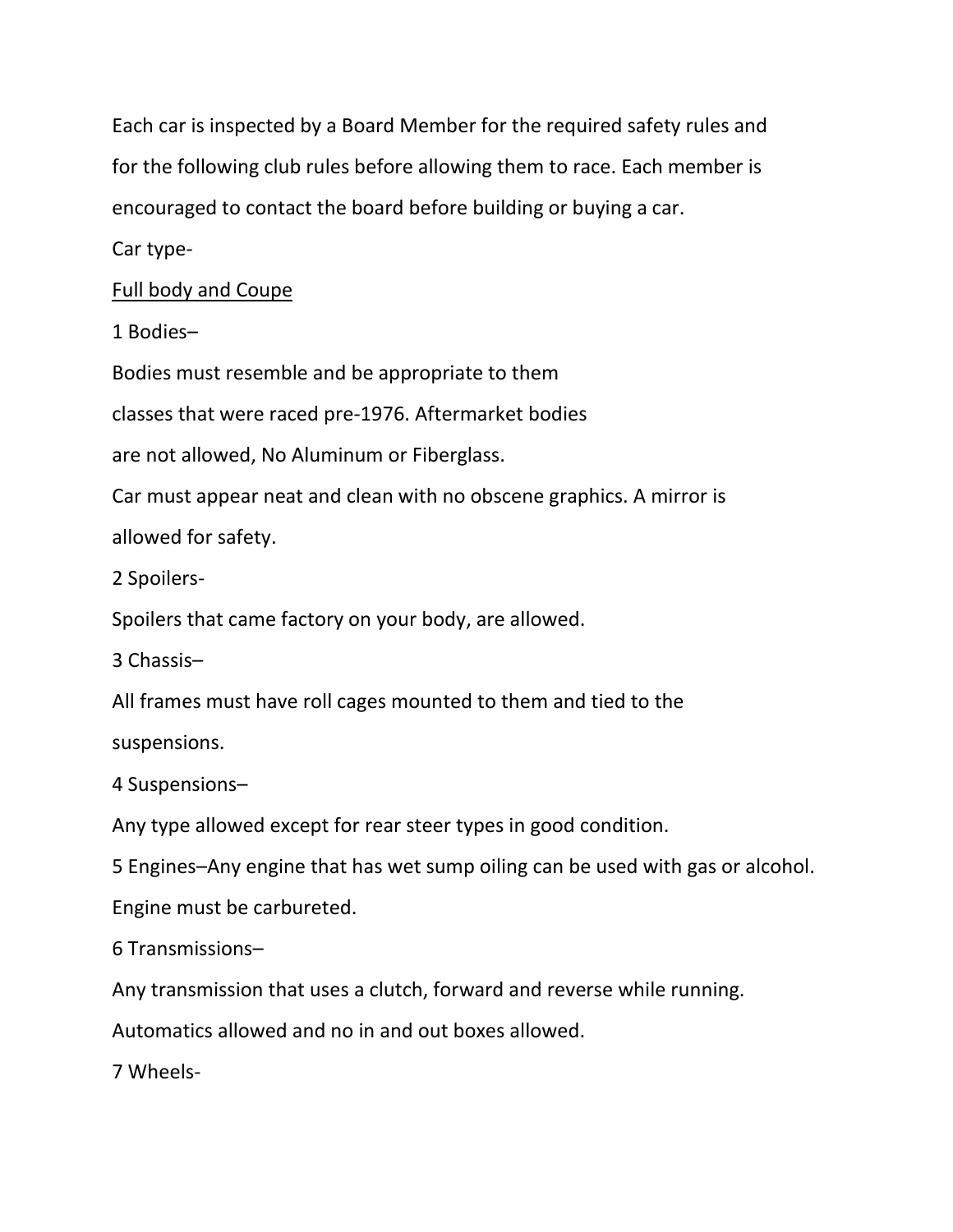Each car is inspected by a Board Member for the required safety rules and for the following club rules before allowing them to race. Each member is encouraged to contact the board before building or buying a car.

Car type-

<u>Full body and Coupe</u>

1 Bodies–

Bodies must resemble and be appropriate to them classes that were raced pre-1976. Aftermarket bodies are not allowed, No Aluminum or Fiberglass.

Car must appear neat and clean with no obscene graphics. A mirror is allowed for safety.

2 Spoilers-

Spoilers that came factory on your body, are allowed.

3 Chassis–

All frames must have roll cages mounted to them and tied to the suspensions.

4 Suspensions–

Any type allowed except for rear steer types in good condition.

5 Engines–Any engine that has wet sump oiling can be used with gas or alcohol. Engine must be carbureted.

6 Transmissions–

Any transmission that uses a clutch, forward and reverse while running. Automatics allowed and no in and out boxes allowed.

7 Wheels-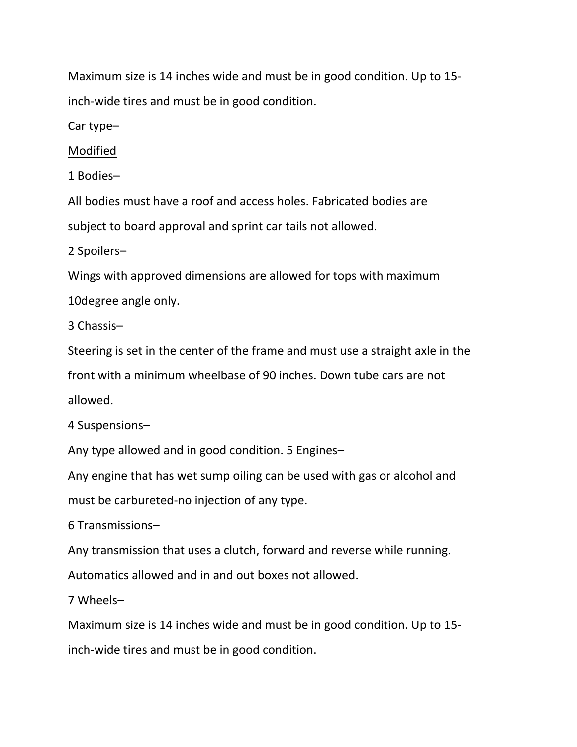Maximum size is 14 inches wide and must be in good condition. Up to 15-inch-wide tires and must be in good condition.

Car type–

<u>Modified</u>

1 Bodies–

All bodies must have a roof and access holes. Fabricated bodies are subject to board approval and sprint car tails not allowed.

2 Spoilers–

Wings with approved dimensions are allowed for tops with maximum 10degree angle only.

3 Chassis–

Steering is set in the center of the frame and must use a straight axle in the front with a minimum wheelbase of 90 inches. Down tube cars are not allowed.

4 Suspensions–

Any type allowed and in good condition. 5 Engines–

Any engine that has wet sump oiling can be used with gas or alcohol and must be carbureted-no injection of any type.

6 Transmissions–

Any transmission that uses a clutch, forward and reverse while running. Automatics allowed and in and out boxes not allowed.

7 Wheels–

Maximum size is 14 inches wide and must be in good condition. Up to 15-inch-wide tires and must be in good condition.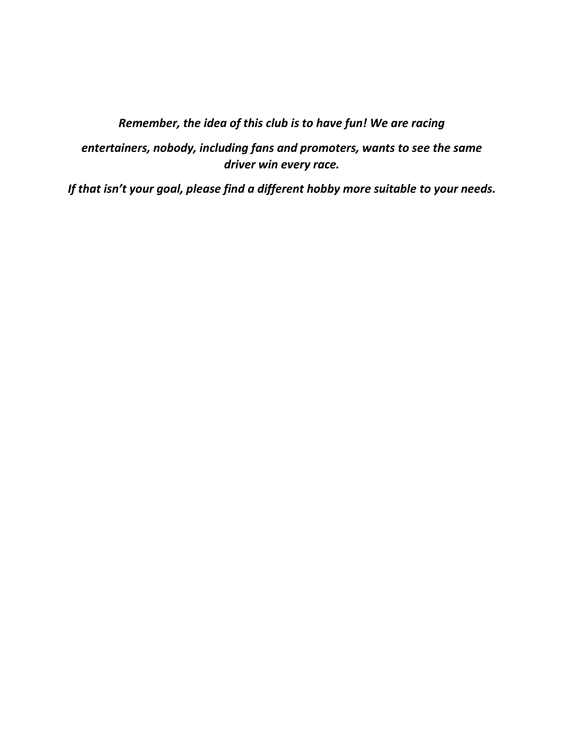***Remember, the idea of this club is to have fun! We are racing entertainers, nobody, including fans and promoters, wants to see the same driver win every race.***

***If that isn't your goal, please find a different hobby more suitable to your needs.***